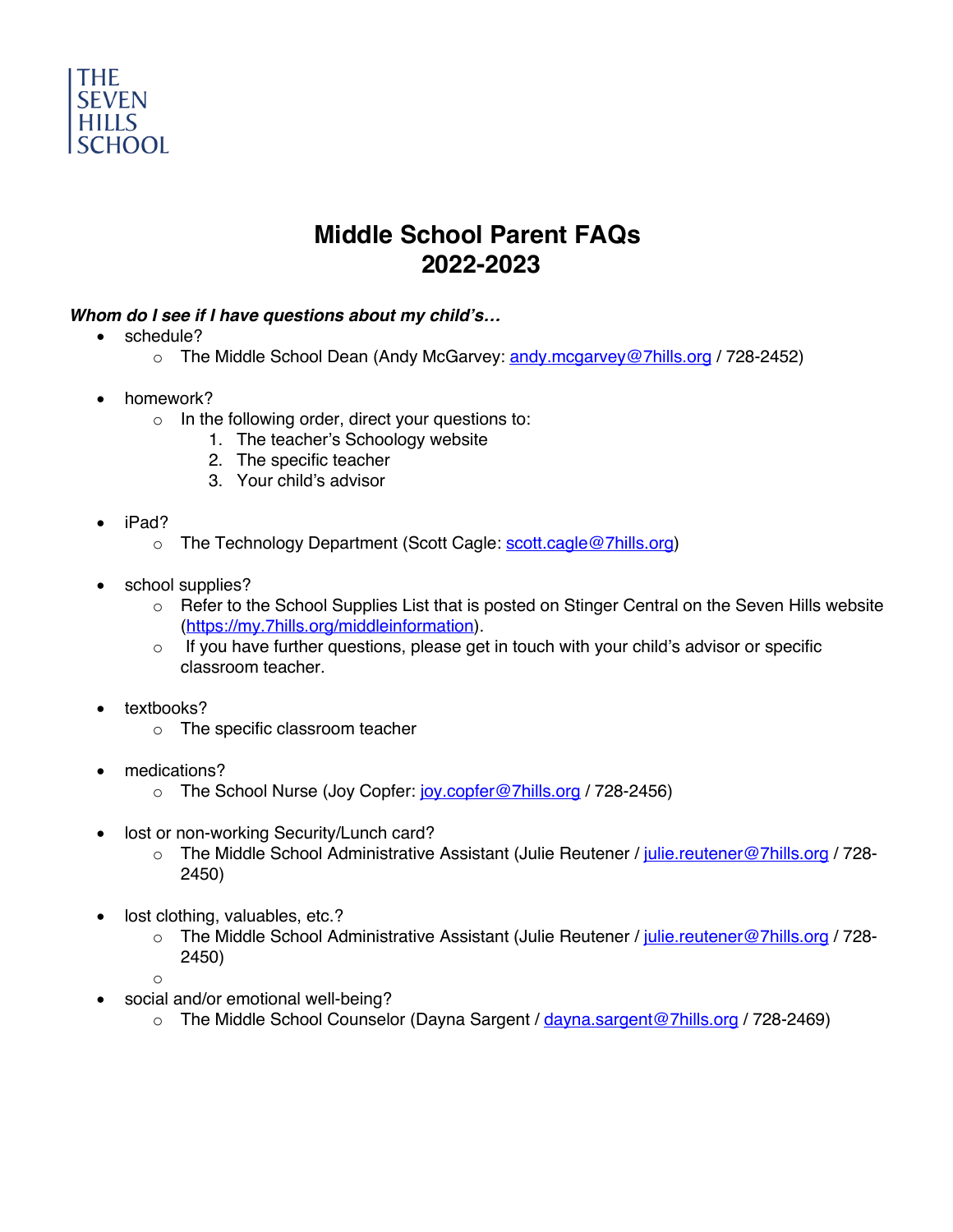THE SEVEN HILLS SCHOOL

# Middle School Parent FAQs
# 2022-2023

***Whom do I see if I have questions about my child's…***

- schedule?
  - The Middle School Dean (Andy McGarvey: andy.mcgarvey@7hills.org / 728-2452)

- homework?
  - In the following order, direct your questions to:
    1. The teacher's Schoology website
    2. The specific teacher
    3. Your child's advisor

- iPad?
  - The Technology Department (Scott Cagle: scott.cagle@7hills.org)

- school supplies?
  - Refer to the School Supplies List that is posted on Stinger Central on the Seven Hills website (https://my.7hills.org/middleinformation).
  - If you have further questions, please get in touch with your child's advisor or specific classroom teacher.

- textbooks?
  - The specific classroom teacher

- medications?
  - The School Nurse (Joy Copfer: joy.copfer@7hills.org / 728-2456)

- lost or non-working Security/Lunch card?
  - The Middle School Administrative Assistant (Julie Reutener / julie.reutener@7hills.org / 728-2450)

- lost clothing, valuables, etc.?
  - The Middle School Administrative Assistant (Julie Reutener / julie.reutener@7hills.org / 728-2450)

- social and/or emotional well-being?
  - The Middle School Counselor (Dayna Sargent / dayna.sargent@7hills.org / 728-2469)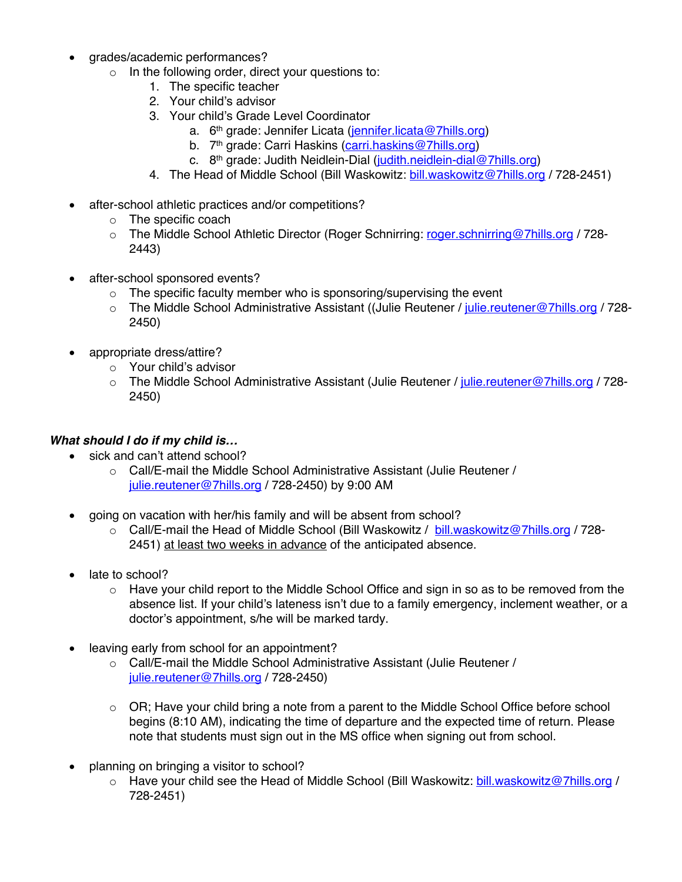- grades/academic performances?
  - In the following order, direct your questions to:
    1. The specific teacher
    2. Your child's advisor
    3. Your child's Grade Level Coordinator
       a. 6th grade: Jennifer Licata (jennifer.licata@7hills.org)
       b. 7th grade: Carri Haskins (carri.haskins@7hills.org)
       c. 8th grade: Judith Neidlein-Dial (judith.neidlein-dial@7hills.org)
    4. The Head of Middle School (Bill Waskowitz: bill.waskowitz@7hills.org / 728-2451)

- after-school athletic practices and/or competitions?
  - The specific coach
  - The Middle School Athletic Director (Roger Schnirring: roger.schnirring@7hills.org / 728-2443)

- after-school sponsored events?
  - The specific faculty member who is sponsoring/supervising the event
  - The Middle School Administrative Assistant ((Julie Reutener / julie.reutener@7hills.org / 728-2450)

- appropriate dress/attire?
  - Your child's advisor
  - The Middle School Administrative Assistant (Julie Reutener / julie.reutener@7hills.org / 728-2450)

***What should I do if my child is…***

- sick and can't attend school?
  - Call/E-mail the Middle School Administrative Assistant (Julie Reutener / julie.reutener@7hills.org / 728-2450) by 9:00 AM

- going on vacation with her/his family and will be absent from school?
  - Call/E-mail the Head of Middle School (Bill Waskowitz / bill.waskowitz@7hills.org / 728-2451) <u>at least two weeks in advance</u> of the anticipated absence.

- late to school?
  - Have your child report to the Middle School Office and sign in so as to be removed from the absence list. If your child's lateness isn't due to a family emergency, inclement weather, or a doctor's appointment, s/he will be marked tardy.

- leaving early from school for an appointment?
  - Call/E-mail the Middle School Administrative Assistant (Julie Reutener / julie.reutener@7hills.org / 728-2450)

  - OR; Have your child bring a note from a parent to the Middle School Office before school begins (8:10 AM), indicating the time of departure and the expected time of return. Please note that students must sign out in the MS office when signing out from school.

- planning on bringing a visitor to school?
  - Have your child see the Head of Middle School (Bill Waskowitz: bill.waskowitz@7hills.org / 728-2451)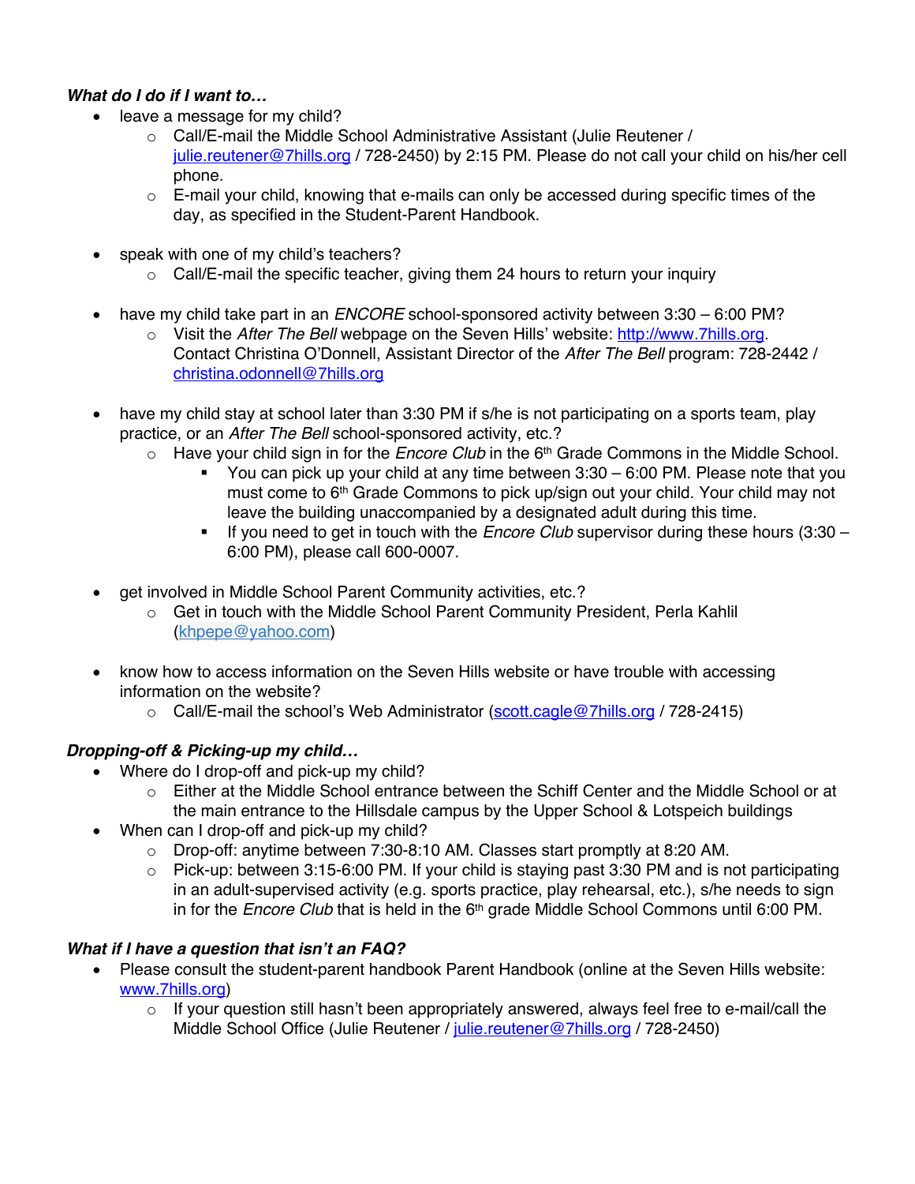***What do I do if I want to…***

- leave a message for my child?
  - Call/E-mail the Middle School Administrative Assistant (Julie Reutener / julie.reutener@7hills.org / 728-2450) by 2:15 PM. Please do not call your child on his/her cell phone.
  - E-mail your child, knowing that e-mails can only be accessed during specific times of the day, as specified in the Student-Parent Handbook.

- speak with one of my child's teachers?
  - Call/E-mail the specific teacher, giving them 24 hours to return your inquiry

- have my child take part in an *ENCORE* school-sponsored activity between 3:30 – 6:00 PM?
  - Visit the *After The Bell* webpage on the Seven Hills' website: http://www.7hills.org. Contact Christina O'Donnell, Assistant Director of the *After The Bell* program: 728-2442 / christina.odonnell@7hills.org

- have my child stay at school later than 3:30 PM if s/he is not participating on a sports team, play practice, or an *After The Bell* school-sponsored activity, etc.?
  - Have your child sign in for the *Encore Club* in the 6th Grade Commons in the Middle School.
    - You can pick up your child at any time between 3:30 – 6:00 PM. Please note that you must come to 6th Grade Commons to pick up/sign out your child. Your child may not leave the building unaccompanied by a designated adult during this time.
    - If you need to get in touch with the *Encore Club* supervisor during these hours (3:30 – 6:00 PM), please call 600-0007.

- get involved in Middle School Parent Community activities, etc.?
  - Get in touch with the Middle School Parent Community President, Perla Kahlil (khpepe@yahoo.com)

- know how to access information on the Seven Hills website or have trouble with accessing information on the website?
  - Call/E-mail the school's Web Administrator (scott.cagle@7hills.org / 728-2415)

***Dropping-off & Picking-up my child…***

- Where do I drop-off and pick-up my child?
  - Either at the Middle School entrance between the Schiff Center and the Middle School or at the main entrance to the Hillsdale campus by the Upper School & Lotspeich buildings
- When can I drop-off and pick-up my child?
  - Drop-off: anytime between 7:30-8:10 AM. Classes start promptly at 8:20 AM.
  - Pick-up: between 3:15-6:00 PM. If your child is staying past 3:30 PM and is not participating in an adult-supervised activity (e.g. sports practice, play rehearsal, etc.), s/he needs to sign in for the *Encore Club* that is held in the 6th grade Middle School Commons until 6:00 PM.

***What if I have a question that isn't an FAQ?***

- Please consult the student-parent handbook Parent Handbook (online at the Seven Hills website: www.7hills.org)
  - If your question still hasn't been appropriately answered, always feel free to e-mail/call the Middle School Office (Julie Reutener / julie.reutener@7hills.org / 728-2450)